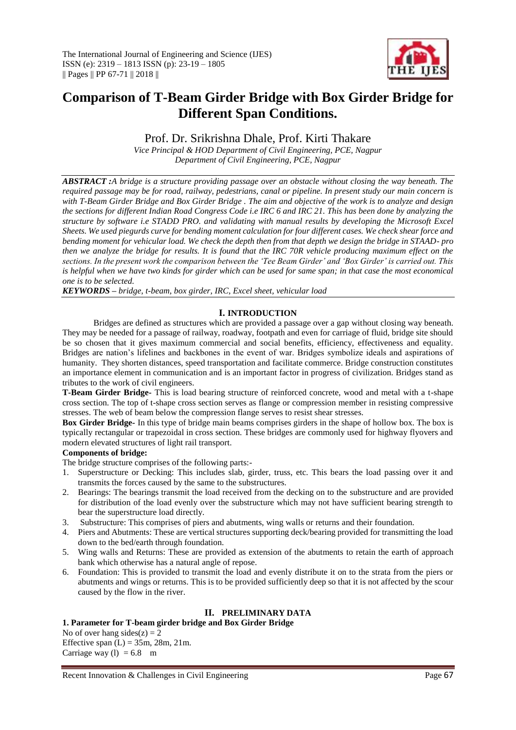# Comparison of T-Beam Girder Bridge with Box Girder Bridge for Different Span Conditions.

Prof. Dr. Srikrishna Dhale, Prof. Kirti Thakare

*Vice Principal & HOD Department of Civil Engineering, PCE, Nagpur*
*Department of Civil Engineering, PCE, Nagpur*

***ABSTRACT :*** *A bridge is a structure providing passage over an obstacle without closing the way beneath. The required passage may be for road, railway, pedestrians, canal or pipeline. In present study our main concern is with T-Beam Girder Bridge and Box Girder Bridge . The aim and objective of the work is to analyze and design the sections for different Indian Road Congress Code i.e IRC 6 and IRC 21. This has been done by analyzing the structure by software i.e STADD PRO. and validating with manual results by developing the Microsoft Excel Sheets. We used piegurds curve for bending moment calculation for four different cases. We check shear force and bending moment for vehicular load. We check the depth then from that depth we design the bridge in STAAD- pro then we analyze the bridge for results. It is found that the IRC 70R vehicle producing maximum effect on the sections. In the present work the comparison between the 'Tee Beam Girder' and 'Box Girder' is carried out. This is helpful when we have two kinds for girder which can be used for same span; in that case the most economical one is to be selected.*

***KEYWORDS*** *– bridge, t-beam, box girder, IRC, Excel sheet, vehicular load*

## I. INTRODUCTION

Bridges are defined as structures which are provided a passage over a gap without closing way beneath. They may be needed for a passage of railway, roadway, footpath and even for carriage of fluid, bridge site should be so chosen that it gives maximum commercial and social benefits, efficiency, effectiveness and equality. Bridges are nation's lifelines and backbones in the event of war. Bridges symbolize ideals and aspirations of humanity. They shorten distances, speed transportation and facilitate commerce. Bridge construction constitutes an importance element in communication and is an important factor in progress of civilization. Bridges stand as tributes to the work of civil engineers.

**T-Beam Girder Bridge-** This is load bearing structure of reinforced concrete, wood and metal with a t-shape cross section. The top of t-shape cross section serves as flange or compression member in resisting compressive stresses. The web of beam below the compression flange serves to resist shear stresses.

**Box Girder Bridge-** In this type of bridge main beams comprises girders in the shape of hollow box. The box is typically rectangular or trapezoidal in cross section. These bridges are commonly used for highway flyovers and modern elevated structures of light rail transport.

**Components of bridge:**

The bridge structure comprises of the following parts:-

1. Superstructure or Decking: This includes slab, girder, truss, etc. This bears the load passing over it and transmits the forces caused by the same to the substructures.
2. Bearings: The bearings transmit the load received from the decking on to the substructure and are provided for distribution of the load evenly over the substructure which may not have sufficient bearing strength to bear the superstructure load directly.
3. Substructure: This comprises of piers and abutments, wing walls or returns and their foundation.
4. Piers and Abutments: These are vertical structures supporting deck/bearing provided for transmitting the load down to the bed/earth through foundation.
5. Wing walls and Returns: These are provided as extension of the abutments to retain the earth of approach bank which otherwise has a natural angle of repose.
6. Foundation: This is provided to transmit the load and evenly distribute it on to the strata from the piers or abutments and wings or returns. This is to be provided sufficiently deep so that it is not affected by the scour caused by the flow in the river.

## II. PRELIMINARY DATA

**1. Parameter for T-beam girder bridge and Box Girder Bridge**

No of over hang sides(z) = 2
Effective span (L) = 35m, 28m, 21m.
Carriage way (l) = 6.8 m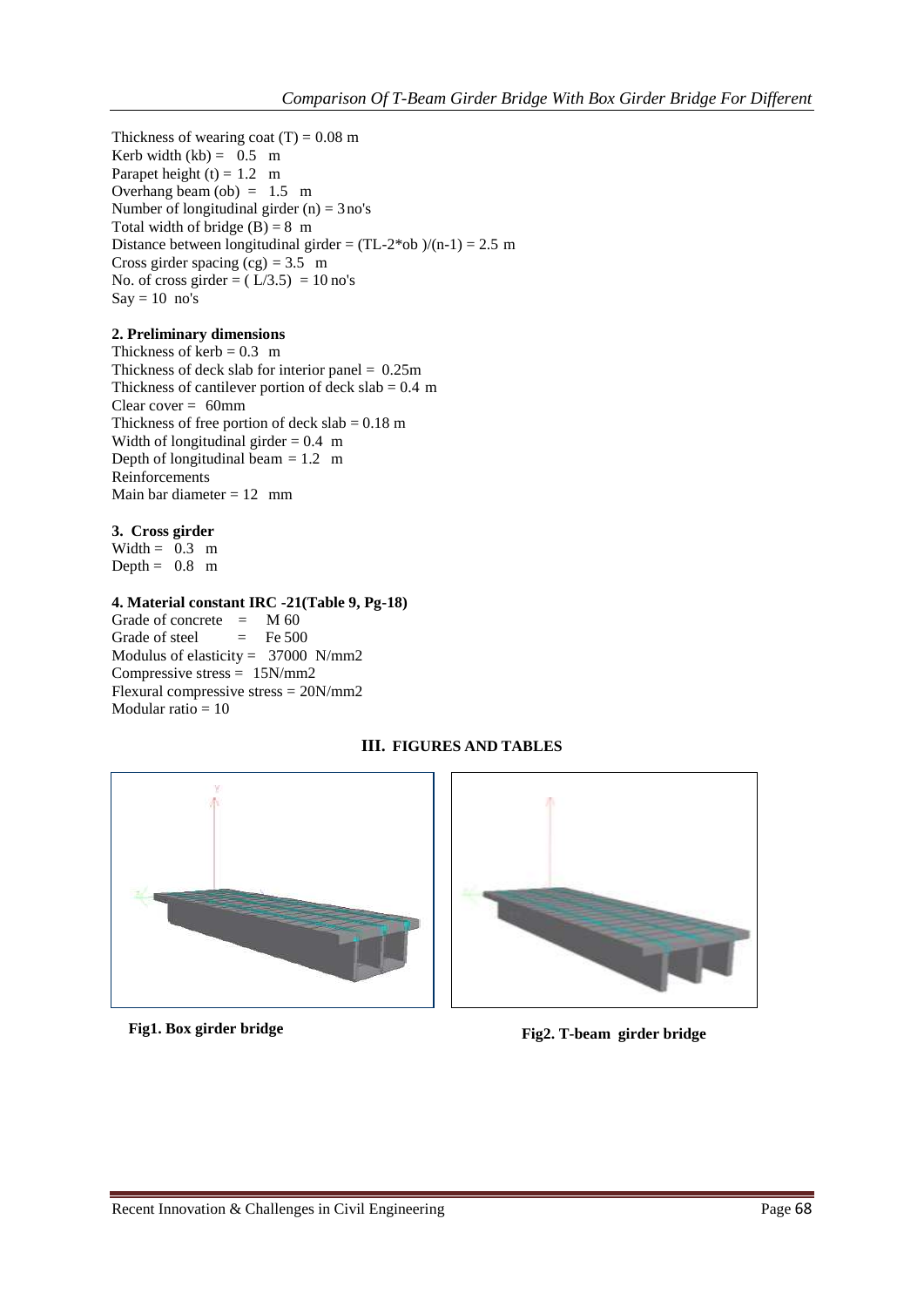Thickness of wearing coat (T) = 0.08 m
Kerb width (kb) = 0.5 m
Parapet height (t) = 1.2 m
Overhang beam (ob) = 1.5 m
Number of longitudinal girder (n) = 3 no's
Total width of bridge (B) = 8 m
Distance between longitudinal girder = (TL-2*ob )/(n-1) = 2.5 m
Cross girder spacing (cg) = 3.5 m
No. of cross girder = ( L/3.5) = 10 no's
Say = 10 no's

**2. Preliminary dimensions**

Thickness of kerb = 0.3 m
Thickness of deck slab for interior panel = 0.25m
Thickness of cantilever portion of deck slab = 0.4 m
Clear cover = 60mm
Thickness of free portion of deck slab = 0.18 m
Width of longitudinal girder = 0.4 m
Depth of longitudinal beam = 1.2 m
Reinforcements
Main bar diameter = 12 mm

**3. Cross girder**

Width = 0.3 m
Depth = 0.8 m

**4. Material constant IRC -21(Table 9, Pg-18)**

Grade of concrete = M 60
Grade of steel = Fe 500
Modulus of elasticity = 37000 N/mm2
Compressive stress = 15N/mm2
Flexural compressive stress = 20N/mm2
Modular ratio = 10

## III. FIGURES AND TABLES

**Fig1. Box girder bridge**

**Fig2. T-beam girder bridge**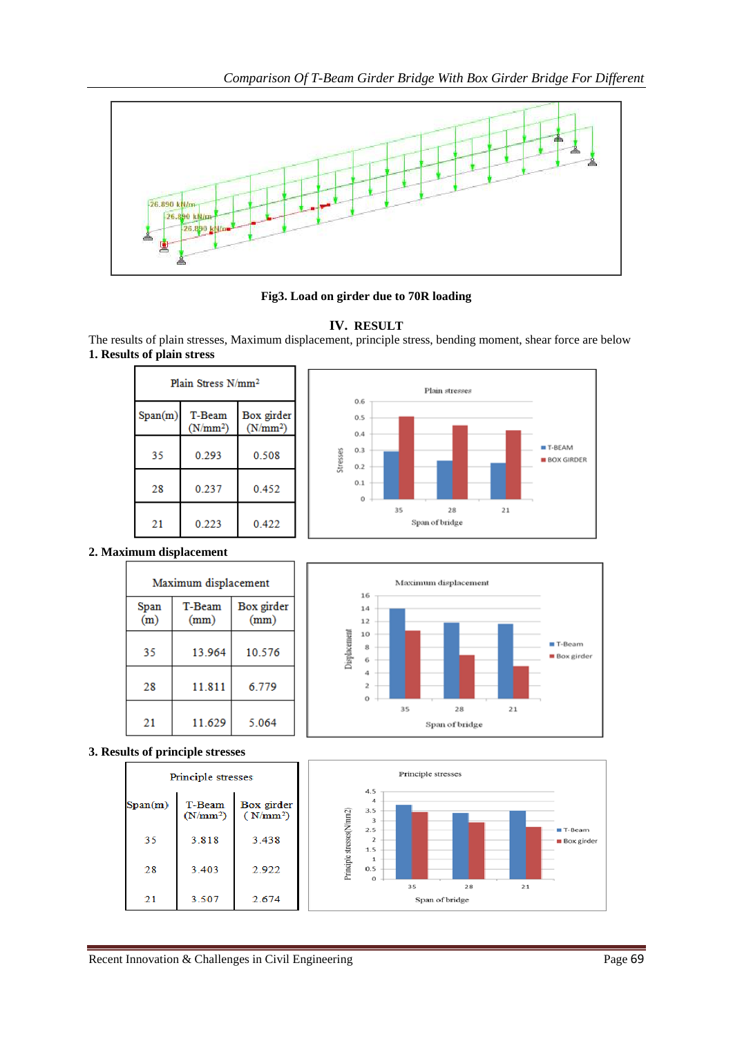Fig3. Load on girder due to 70R loading

## IV. RESULT

The results of plain stresses, Maximum displacement, principle stress, bending moment, shear force are below

### 1. Results of plain stress

| Plain Stress N/mm² | | |
|---|---|---|
| Span(m) | T-Beam (N/mm²) | Box girder (N/mm²) |
| 35 | 0.293 | 0.508 |
| 28 | 0.237 | 0.452 |
| 21 | 0.223 | 0.422 |

### 2. Maximum displacement

| Maximum displacement | | |
|---|---|---|
| Span (m) | T-Beam (mm) | Box girder (mm) |
| 35 | 13.964 | 10.576 |
| 28 | 11.811 | 6.779 |
| 21 | 11.629 | 5.064 |

### 3. Results of principle stresses

| Principle stresses | | |
|---|---|---|
| Span(m) | T-Beam (N/mm²) | Box girder (N/mm²) |
| 35 | 3.818 | 3.438 |
| 28 | 3.403 | 2.922 |
| 21 | 3.507 | 2.674 |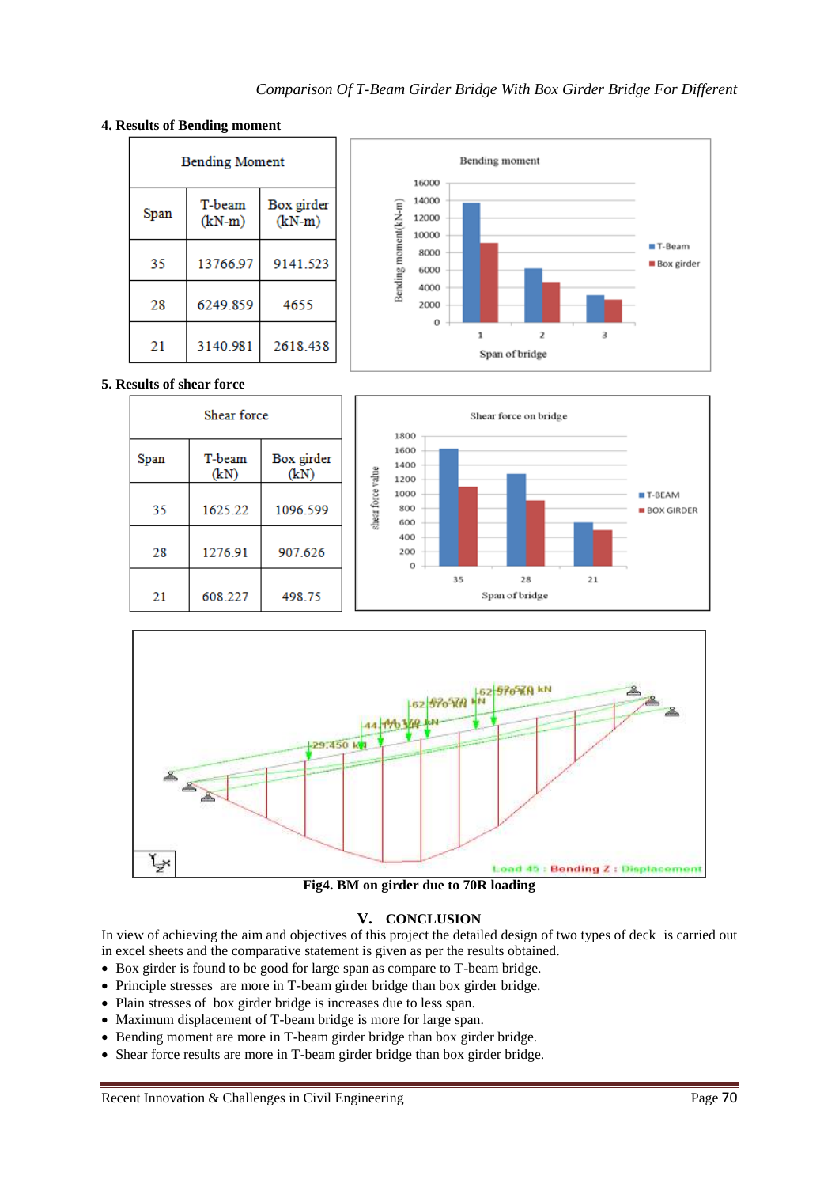**4. Results of Bending moment**

| Bending Moment | | |
|---|---|---|
| Span | T-beam (kN-m) | Box girder (kN-m) |
| 35 | 13766.97 | 9141.523 |
| 28 | 6249.859 | 4655 |
| 21 | 3140.981 | 2618.438 |

**5. Results of shear force**

| Shear force | | |
|---|---|---|
| Span | T-beam (kN) | Box girder (kN) |
| 35 | 1625.22 | 1096.599 |
| 28 | 1276.91 | 907.626 |
| 21 | 608.227 | 498.75 |

**Fig4. BM on girder due to 70R loading**

## V. CONCLUSION

In view of achieving the aim and objectives of this project the detailed design of two types of deck is carried out in excel sheets and the comparative statement is given as per the results obtained.

- Box girder is found to be good for large span as compare to T-beam bridge.
- Principle stresses are more in T-beam girder bridge than box girder bridge.
- Plain stresses of box girder bridge is increases due to less span.
- Maximum displacement of T-beam bridge is more for large span.
- Bending moment are more in T-beam girder bridge than box girder bridge.
- Shear force results are more in T-beam girder bridge than box girder bridge.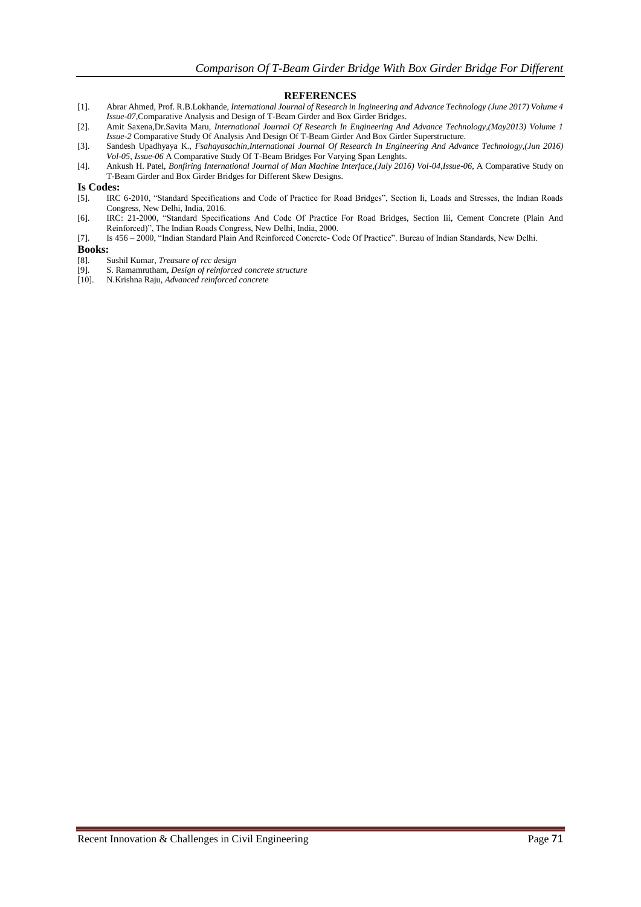## REFERENCES

[1]. Abrar Ahmed, Prof. R.B.Lokhande, *International Journal of Research in Ingineering and Advance Technology (June 2017) Volume 4 Issue-07*,Comparative Analysis and Design of T-Beam Girder and Box Girder Bridges.

[2]. Amit Saxena,Dr.Savita Maru, *International Journal Of Research In Engineering And Advance Technology,(May2013) Volume 1 Issue-2* Comparative Study Of Analysis And Design Of T-Beam Girder And Box Girder Superstructure.

[3]. Sandesh Upadhyaya K., *Fsahayasachin,International Journal Of Research In Engineering And Advance Technology,(Jun 2016) Vol-05, Issue-06* A Comparative Study Of T-Beam Bridges For Varying Span Lenghts.

[4]. Ankush H. Patel, *Bonfiring International Journal of Man Machine Interface,(July 2016) Vol-04,Issue-06*, A Comparative Study on T-Beam Girder and Box Girder Bridges for Different Skew Designs.

**Is Codes:**

[5]. IRC 6-2010, "Standard Specifications and Code of Practice for Road Bridges", Section Ii, Loads and Stresses, the Indian Roads Congress, New Delhi, India, 2016.

[6]. IRC: 21-2000, "Standard Specifications And Code Of Practice For Road Bridges, Section Iii, Cement Concrete (Plain And Reinforced)", The Indian Roads Congress, New Delhi, India, 2000.

[7]. Is 456 – 2000, "Indian Standard Plain And Reinforced Concrete- Code Of Practice". Bureau of Indian Standards, New Delhi.

**Books:**

[8]. Sushil Kumar, *Treasure of rcc design*

[9]. S. Ramamrutham, *Design of reinforced concrete structure*

[10]. N.Krishna Raju, *Advanced reinforced concrete*